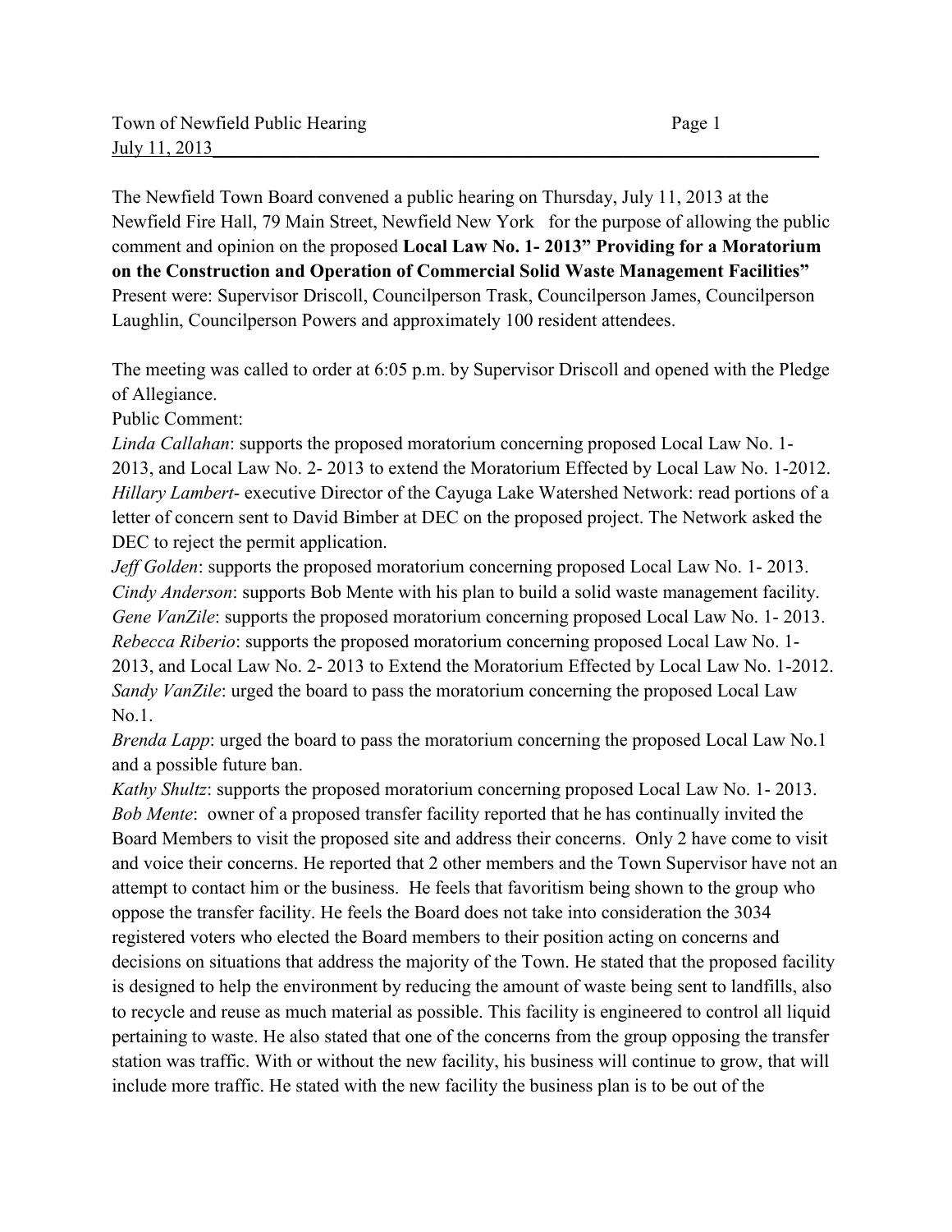The Newfield Town Board convened a public hearing on Thursday, July 11, 2013 at the Newfield Fire Hall, 79 Main Street, Newfield New York for the purpose of allowing the public comment and opinion on the proposed **Local Law No. 1- 2013" Providing for a Moratorium on the Construction and Operation of Commercial Solid Waste Management Facilities"** Present were: Supervisor Driscoll, Councilperson Trask, Councilperson James, Councilperson Laughlin, Councilperson Powers and approximately 100 resident attendees.

The meeting was called to order at 6:05 p.m. by Supervisor Driscoll and opened with the Pledge of Allegiance.

Public Comment:

*Linda Callahan*: supports the proposed moratorium concerning proposed Local Law No. 1-2013, and Local Law No. 2- 2013 to extend the Moratorium Effected by Local Law No. 1-2012.

*Hillary Lambert*- executive Director of the Cayuga Lake Watershed Network: read portions of a letter of concern sent to David Bimber at DEC on the proposed project. The Network asked the DEC to reject the permit application.

*Jeff Golden*: supports the proposed moratorium concerning proposed Local Law No. 1- 2013.

*Cindy Anderson*: supports Bob Mente with his plan to build a solid waste management facility.

*Gene VanZile*: supports the proposed moratorium concerning proposed Local Law No. 1- 2013.

*Rebecca Riberio*: supports the proposed moratorium concerning proposed Local Law No. 1-2013, and Local Law No. 2- 2013 to Extend the Moratorium Effected by Local Law No. 1-2012.

*Sandy VanZile*: urged the board to pass the moratorium concerning the proposed Local Law No.1.

*Brenda Lapp*: urged the board to pass the moratorium concerning the proposed Local Law No.1 and a possible future ban.

*Kathy Shultz*: supports the proposed moratorium concerning proposed Local Law No. 1- 2013.

*Bob Mente*: owner of a proposed transfer facility reported that he has continually invited the Board Members to visit the proposed site and address their concerns. Only 2 have come to visit and voice their concerns. He reported that 2 other members and the Town Supervisor have not an attempt to contact him or the business. He feels that favoritism being shown to the group who oppose the transfer facility. He feels the Board does not take into consideration the 3034 registered voters who elected the Board members to their position acting on concerns and decisions on situations that address the majority of the Town. He stated that the proposed facility is designed to help the environment by reducing the amount of waste being sent to landfills, also to recycle and reuse as much material as possible. This facility is engineered to control all liquid pertaining to waste. He also stated that one of the concerns from the group opposing the transfer station was traffic. With or without the new facility, his business will continue to grow, that will include more traffic. He stated with the new facility the business plan is to be out of the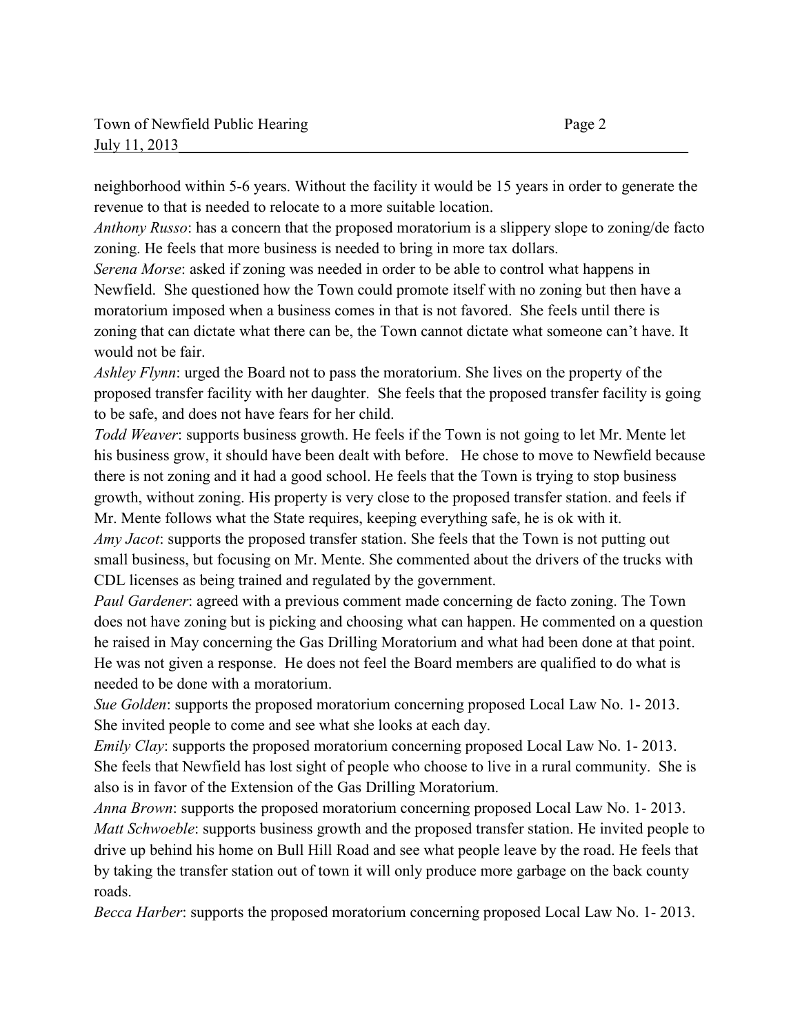neighborhood within 5-6 years. Without the facility it would be 15 years in order to generate the revenue to that is needed to relocate to a more suitable location.

*Anthony Russo*: has a concern that the proposed moratorium is a slippery slope to zoning/de facto zoning. He feels that more business is needed to bring in more tax dollars.

*Serena Morse*: asked if zoning was needed in order to be able to control what happens in Newfield. She questioned how the Town could promote itself with no zoning but then have a moratorium imposed when a business comes in that is not favored. She feels until there is zoning that can dictate what there can be, the Town cannot dictate what someone can't have. It would not be fair.

*Ashley Flynn*: urged the Board not to pass the moratorium. She lives on the property of the proposed transfer facility with her daughter. She feels that the proposed transfer facility is going to be safe, and does not have fears for her child.

*Todd Weaver*: supports business growth. He feels if the Town is not going to let Mr. Mente let his business grow, it should have been dealt with before. He chose to move to Newfield because there is not zoning and it had a good school. He feels that the Town is trying to stop business growth, without zoning. His property is very close to the proposed transfer station. and feels if Mr. Mente follows what the State requires, keeping everything safe, he is ok with it.

*Amy Jacot*: supports the proposed transfer station. She feels that the Town is not putting out small business, but focusing on Mr. Mente. She commented about the drivers of the trucks with CDL licenses as being trained and regulated by the government.

*Paul Gardener*: agreed with a previous comment made concerning de facto zoning. The Town does not have zoning but is picking and choosing what can happen. He commented on a question he raised in May concerning the Gas Drilling Moratorium and what had been done at that point. He was not given a response. He does not feel the Board members are qualified to do what is needed to be done with a moratorium.

*Sue Golden*: supports the proposed moratorium concerning proposed Local Law No. 1- 2013. She invited people to come and see what she looks at each day.

*Emily Clay*: supports the proposed moratorium concerning proposed Local Law No. 1- 2013. She feels that Newfield has lost sight of people who choose to live in a rural community. She is also is in favor of the Extension of the Gas Drilling Moratorium.

*Anna Brown*: supports the proposed moratorium concerning proposed Local Law No. 1- 2013.

*Matt Schwoeble*: supports business growth and the proposed transfer station. He invited people to drive up behind his home on Bull Hill Road and see what people leave by the road. He feels that by taking the transfer station out of town it will only produce more garbage on the back county roads.

*Becca Harber*: supports the proposed moratorium concerning proposed Local Law No. 1- 2013.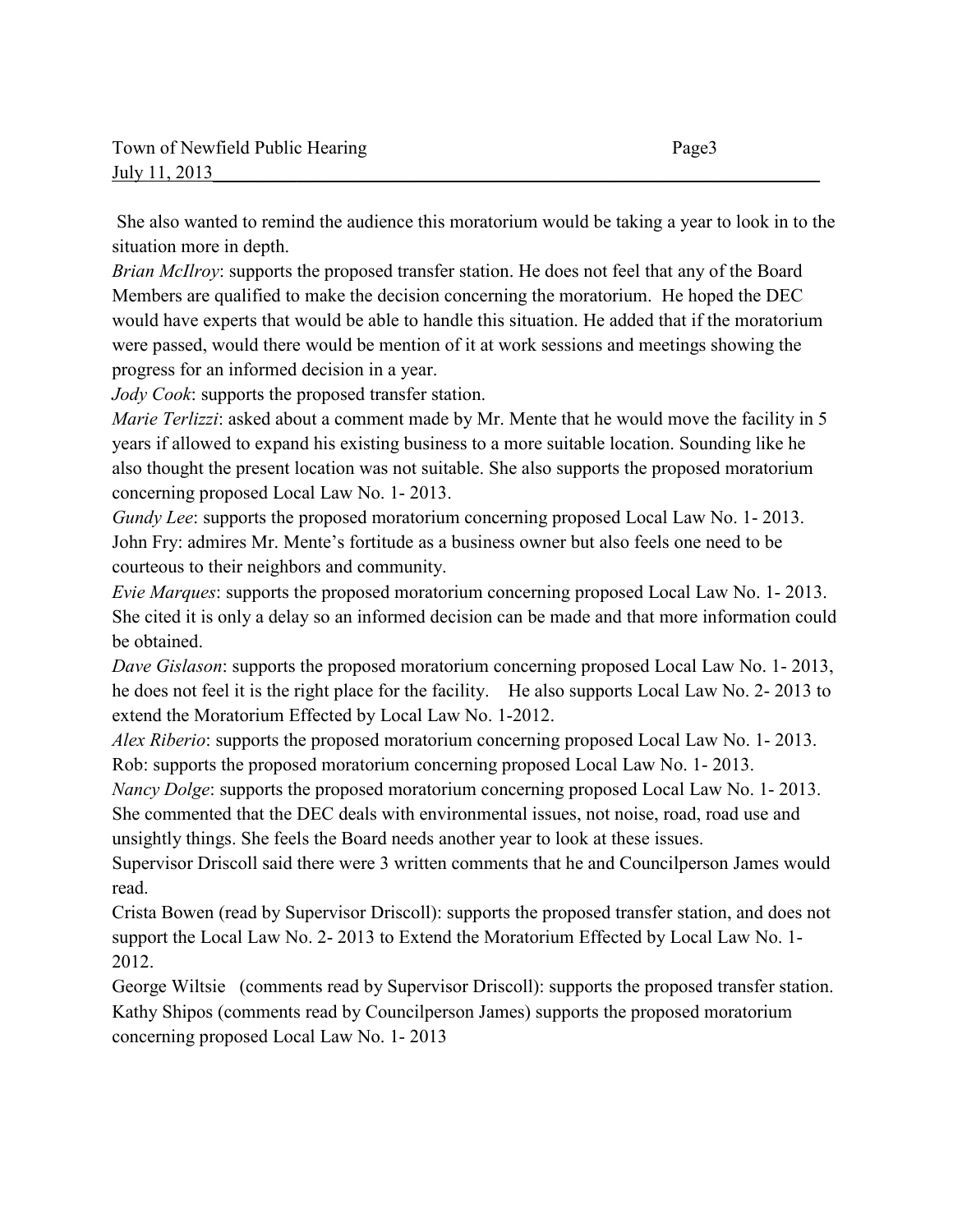She also wanted to remind the audience this moratorium would be taking a year to look in to the situation more in depth.

*Brian McIlroy*: supports the proposed transfer station. He does not feel that any of the Board Members are qualified to make the decision concerning the moratorium. He hoped the DEC would have experts that would be able to handle this situation. He added that if the moratorium were passed, would there would be mention of it at work sessions and meetings showing the progress for an informed decision in a year.

*Jody Cook*: supports the proposed transfer station.

*Marie Terlizzi*: asked about a comment made by Mr. Mente that he would move the facility in 5 years if allowed to expand his existing business to a more suitable location. Sounding like he also thought the present location was not suitable. She also supports the proposed moratorium concerning proposed Local Law No. 1- 2013.

*Gundy Lee*: supports the proposed moratorium concerning proposed Local Law No. 1- 2013.

John Fry: admires Mr. Mente's fortitude as a business owner but also feels one need to be courteous to their neighbors and community.

*Evie Marques*: supports the proposed moratorium concerning proposed Local Law No. 1- 2013. She cited it is only a delay so an informed decision can be made and that more information could be obtained.

*Dave Gislason*: supports the proposed moratorium concerning proposed Local Law No. 1- 2013, he does not feel it is the right place for the facility. He also supports Local Law No. 2- 2013 to extend the Moratorium Effected by Local Law No. 1-2012.

*Alex Riberio*: supports the proposed moratorium concerning proposed Local Law No. 1- 2013.

Rob: supports the proposed moratorium concerning proposed Local Law No. 1- 2013.

*Nancy Dolge*: supports the proposed moratorium concerning proposed Local Law No. 1- 2013. She commented that the DEC deals with environmental issues, not noise, road, road use and unsightly things. She feels the Board needs another year to look at these issues.

Supervisor Driscoll said there were 3 written comments that he and Councilperson James would read.

Crista Bowen (read by Supervisor Driscoll): supports the proposed transfer station, and does not support the Local Law No. 2- 2013 to Extend the Moratorium Effected by Local Law No. 1- 2012.

George Wiltsie (comments read by Supervisor Driscoll): supports the proposed transfer station.

Kathy Shipos (comments read by Councilperson James) supports the proposed moratorium concerning proposed Local Law No. 1- 2013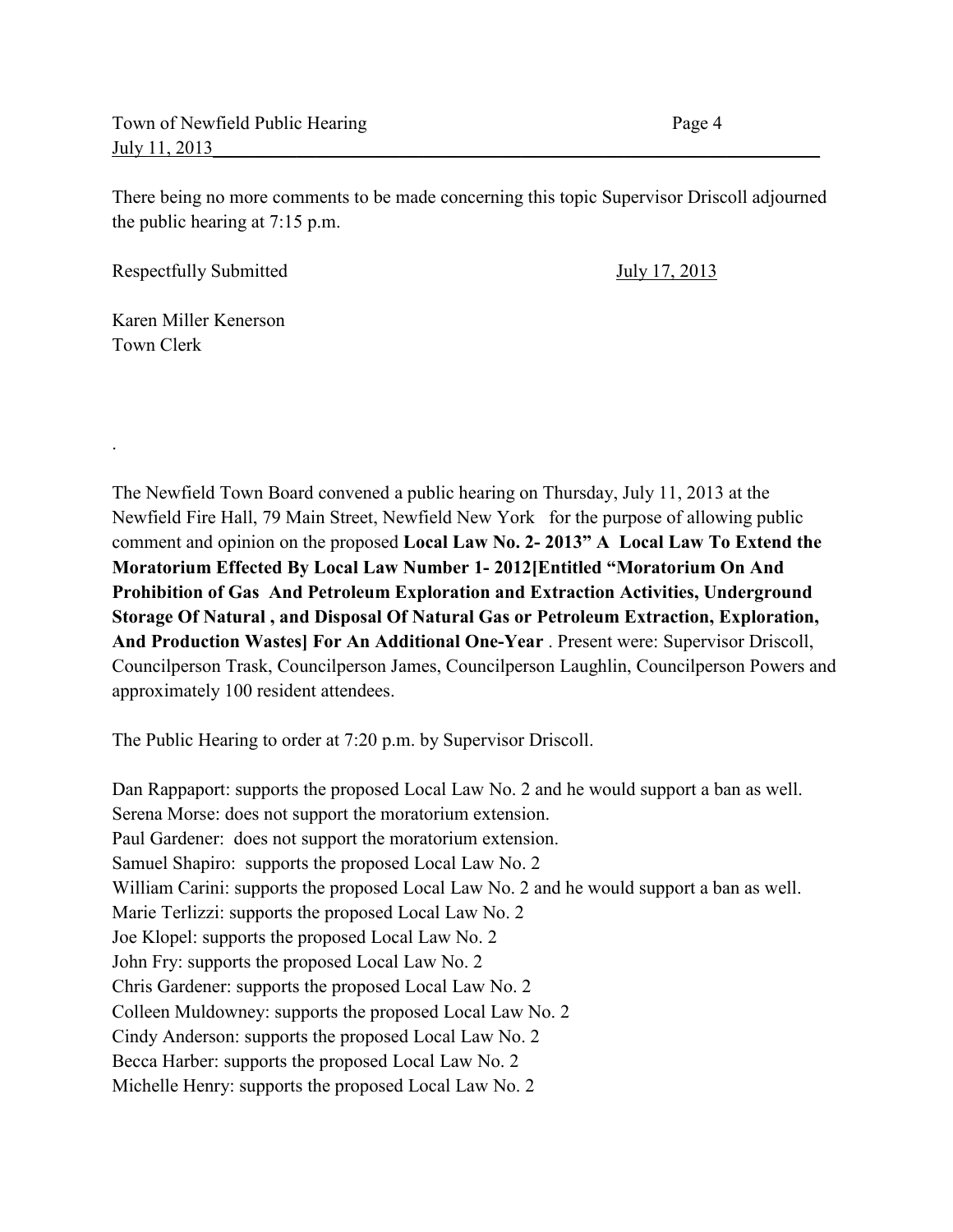There being no more comments to be made concerning this topic Supervisor Driscoll adjourned the public hearing at 7:15 p.m.

Respectfully Submitted July 17, 2013

Karen Miller Kenerson
Town Clerk

.

The Newfield Town Board convened a public hearing on Thursday, July 11, 2013 at the Newfield Fire Hall, 79 Main Street, Newfield New York for the purpose of allowing public comment and opinion on the proposed **Local Law No. 2- 2013" A Local Law To Extend the Moratorium Effected By Local Law Number 1- 2012[Entitled "Moratorium On And Prohibition of Gas And Petroleum Exploration and Extraction Activities, Underground Storage Of Natural , and Disposal Of Natural Gas or Petroleum Extraction, Exploration, And Production Wastes] For An Additional One-Year** . Present were: Supervisor Driscoll, Councilperson Trask, Councilperson James, Councilperson Laughlin, Councilperson Powers and approximately 100 resident attendees.

The Public Hearing to order at 7:20 p.m. by Supervisor Driscoll.

Dan Rappaport: supports the proposed Local Law No. 2 and he would support a ban as well.
Serena Morse: does not support the moratorium extension.
Paul Gardener: does not support the moratorium extension.
Samuel Shapiro: supports the proposed Local Law No. 2
William Carini: supports the proposed Local Law No. 2 and he would support a ban as well.
Marie Terlizzi: supports the proposed Local Law No. 2
Joe Klopel: supports the proposed Local Law No. 2
John Fry: supports the proposed Local Law No. 2
Chris Gardener: supports the proposed Local Law No. 2
Colleen Muldowney: supports the proposed Local Law No. 2
Cindy Anderson: supports the proposed Local Law No. 2
Becca Harber: supports the proposed Local Law No. 2
Michelle Henry: supports the proposed Local Law No. 2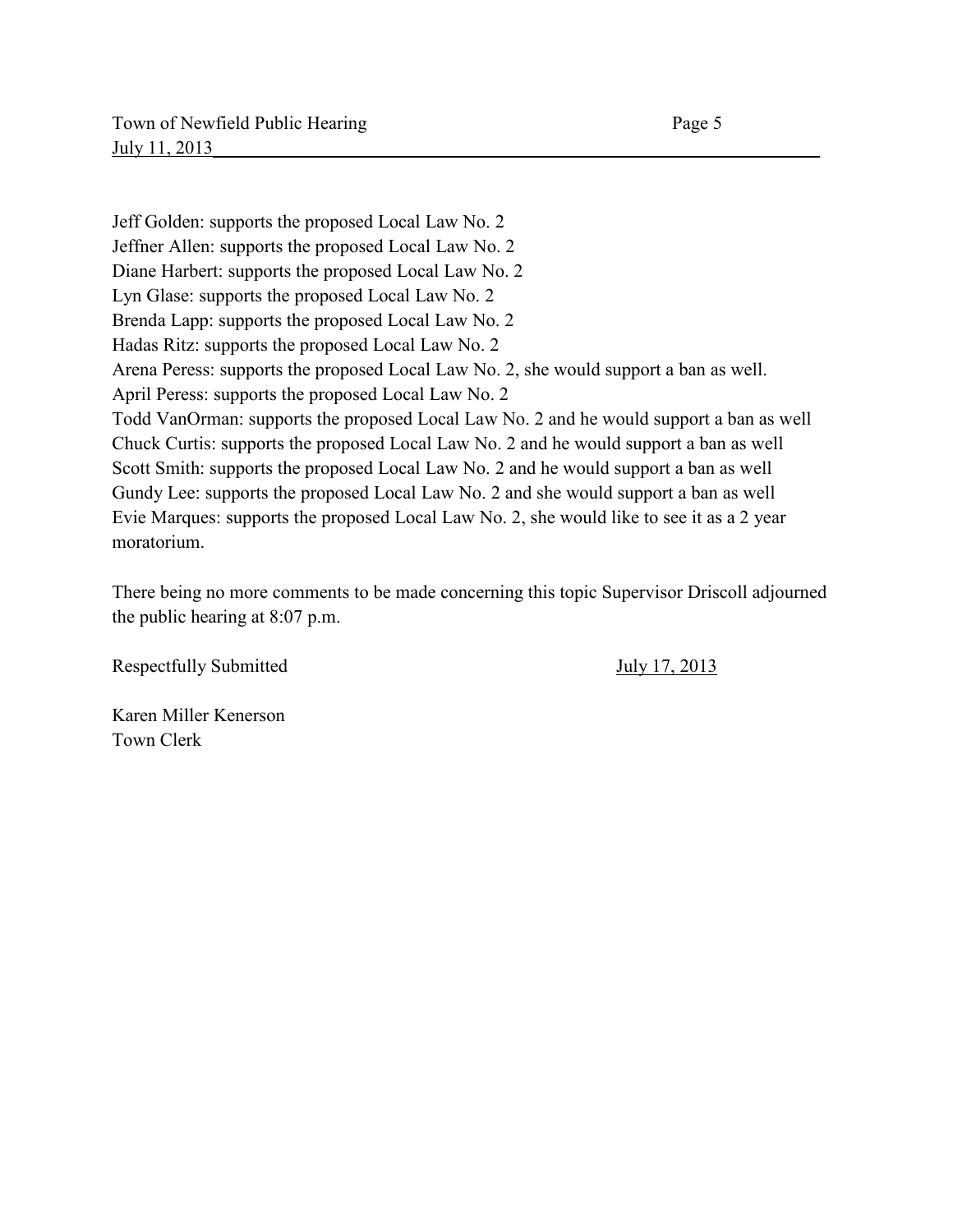Jeff Golden: supports the proposed Local Law No. 2
Jeffner Allen: supports the proposed Local Law No. 2
Diane Harbert: supports the proposed Local Law No. 2
Lyn Glase: supports the proposed Local Law No. 2
Brenda Lapp: supports the proposed Local Law No. 2
Hadas Ritz: supports the proposed Local Law No. 2
Arena Peress: supports the proposed Local Law No. 2, she would support a ban as well.
April Peress: supports the proposed Local Law No. 2
Todd VanOrman: supports the proposed Local Law No. 2 and he would support a ban as well
Chuck Curtis: supports the proposed Local Law No. 2 and he would support a ban as well
Scott Smith: supports the proposed Local Law No. 2 and he would support a ban as well
Gundy Lee: supports the proposed Local Law No. 2 and she would support a ban as well
Evie Marques: supports the proposed Local Law No. 2, she would like to see it as a 2 year moratorium.

There being no more comments to be made concerning this topic Supervisor Driscoll adjourned the public hearing at 8:07 p.m.

Respectfully Submitted July 17, 2013

Karen Miller Kenerson
Town Clerk